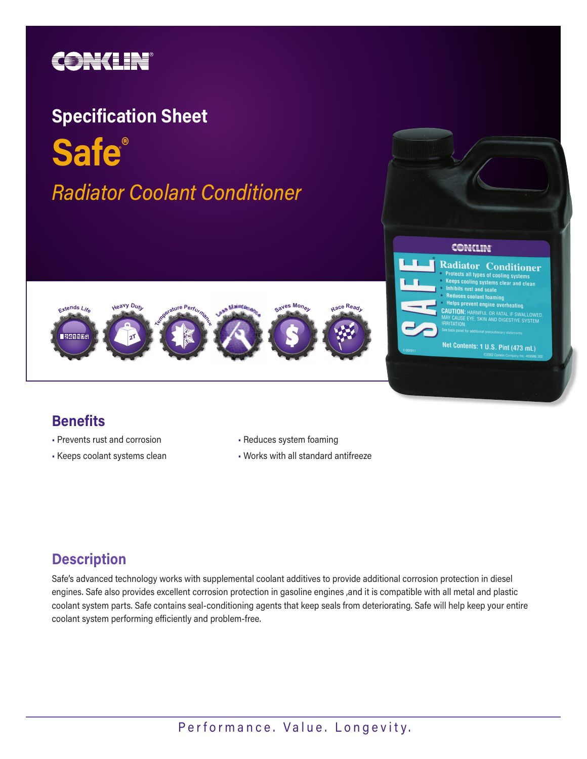CONKLIN®

## Specification Sheet

# Safe®

*Radiator Coolant Conditioner*

Extends Life · Heavy Duty · Temperature Performance · Less Maintenance · Saves Money · Race Ready

## Benefits

- Prevents rust and corrosion
- Keeps coolant systems clean
- Reduces system foaming
- Works with all standard antifreeze

## Description

Safe's advanced technology works with supplemental coolant additives to provide additional corrosion protection in diesel engines. Safe also provides excellent corrosion protection in gasoline engines ,and it is compatible with all metal and plastic coolant system parts. Safe contains seal-conditioning agents that keep seals from deteriorating. Safe will help keep your entire coolant system performing efficiently and problem-free.

Performance. Value. Longevity.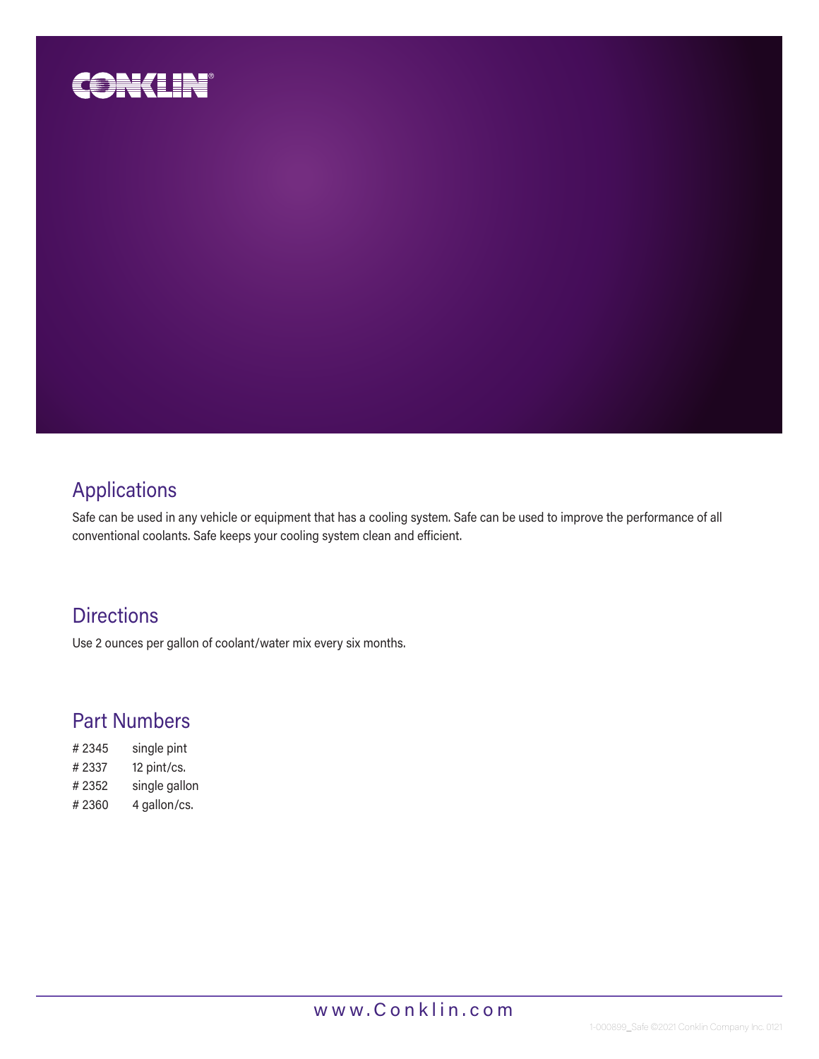CONKLIN®

## Applications

Safe can be used in any vehicle or equipment that has a cooling system. Safe can be used to improve the performance of all conventional coolants. Safe keeps your cooling system clean and efficient.

## Directions

Use 2 ounces per gallon of coolant/water mix every six months.

## Part Numbers

| | |
|---|---|
| # 2345 | single pint |
| # 2337 | 12 pint/cs. |
| # 2352 | single gallon |
| # 2360 | 4 gallon/cs. |

www.Conklin.com

1-000899_Safe ©2021 Conklin Company Inc. 0121